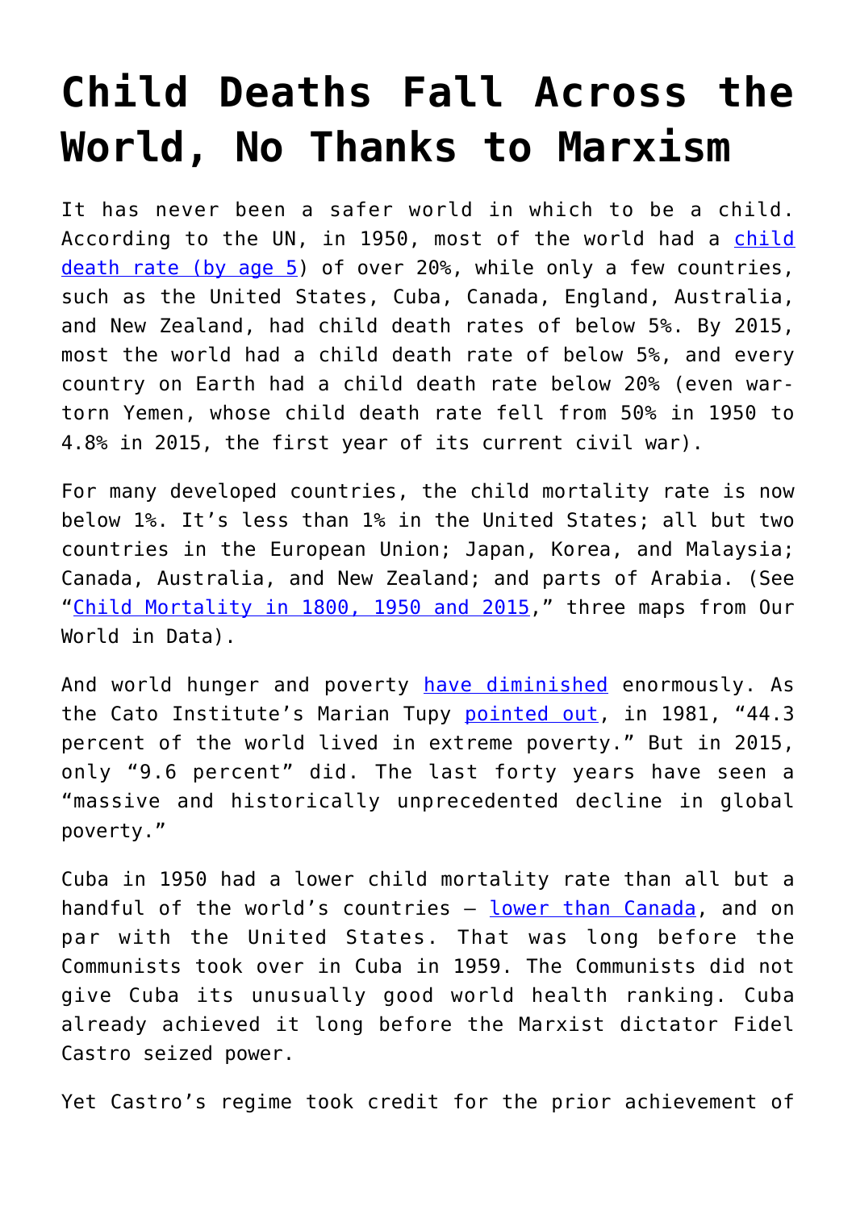# Child Deaths Fall Across the World, No Thanks to Marxism

It has never been a safer world in which to be a child. According to the UN, in 1950, most of the world had a child death rate (by age 5) of over 20%, while only a few countries, such as the United States, Cuba, Canada, England, Australia, and New Zealand, had child death rates of below 5%. By 2015, most the world had a child death rate of below 5%, and every country on Earth had a child death rate below 20% (even war-torn Yemen, whose child death rate fell from 50% in 1950 to 4.8% in 2015, the first year of its current civil war).

For many developed countries, the child mortality rate is now below 1%. It's less than 1% in the United States; all but two countries in the European Union; Japan, Korea, and Malaysia; Canada, Australia, and New Zealand; and parts of Arabia. (See "Child Mortality in 1800, 1950 and 2015," three maps from Our World in Data).

And world hunger and poverty have diminished enormously. As the Cato Institute's Marian Tupy pointed out, in 1981, "44.3 percent of the world lived in extreme poverty." But in 2015, only "9.6 percent" did. The last forty years have seen a "massive and historically unprecedented decline in global poverty."

Cuba in 1950 had a lower child mortality rate than all but a handful of the world's countries — lower than Canada, and on par with the United States. That was long before the Communists took over in Cuba in 1959. The Communists did not give Cuba its unusually good world health ranking. Cuba already achieved it long before the Marxist dictator Fidel Castro seized power.

Yet Castro's regime took credit for the prior achievement of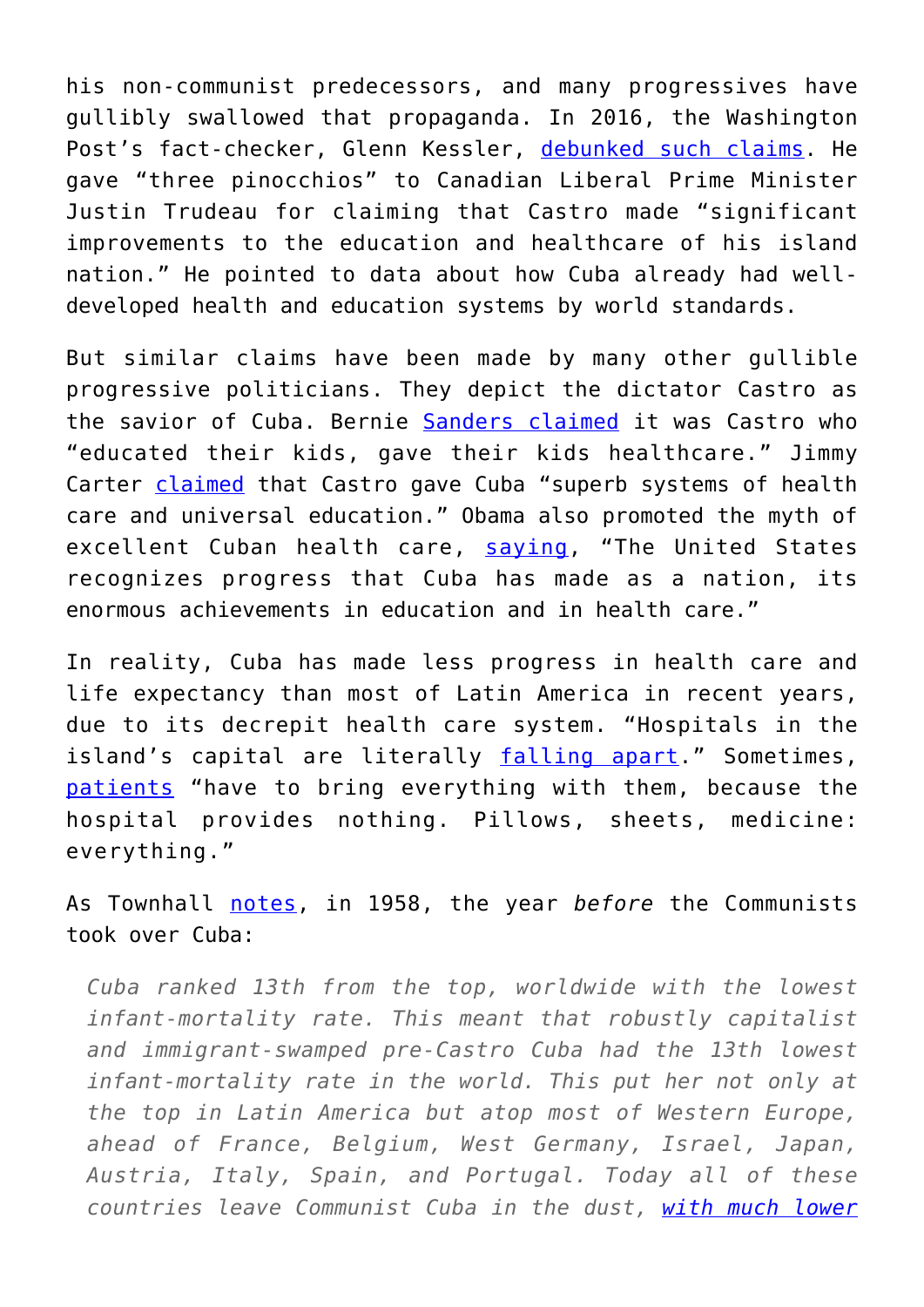his non-communist predecessors, and many progressives have gullibly swallowed that propaganda. In 2016, the Washington Post's fact-checker, Glenn Kessler, debunked such claims. He gave "three pinocchios" to Canadian Liberal Prime Minister Justin Trudeau for claiming that Castro made "significant improvements to the education and healthcare of his island nation." He pointed to data about how Cuba already had well-developed health and education systems by world standards.

But similar claims have been made by many other gullible progressive politicians. They depict the dictator Castro as the savior of Cuba. Bernie Sanders claimed it was Castro who "educated their kids, gave their kids healthcare." Jimmy Carter claimed that Castro gave Cuba "superb systems of health care and universal education." Obama also promoted the myth of excellent Cuban health care, saying, "The United States recognizes progress that Cuba has made as a nation, its enormous achievements in education and in health care."

In reality, Cuba has made less progress in health care and life expectancy than most of Latin America in recent years, due to its decrepit health care system. "Hospitals in the island's capital are literally falling apart." Sometimes, patients "have to bring everything with them, because the hospital provides nothing. Pillows, sheets, medicine: everything."

As Townhall notes, in 1958, the year *before* the Communists took over Cuba:

> *Cuba ranked 13th from the top, worldwide with the lowest infant-mortality rate. This meant that robustly capitalist and immigrant-swamped pre-Castro Cuba had the 13th lowest infant-mortality rate in the world. This put her not only at the top in Latin America but atop most of Western Europe, ahead of France, Belgium, West Germany, Israel, Japan, Austria, Italy, Spain, and Portugal. Today all of these countries leave Communist Cuba in the dust, with much lower*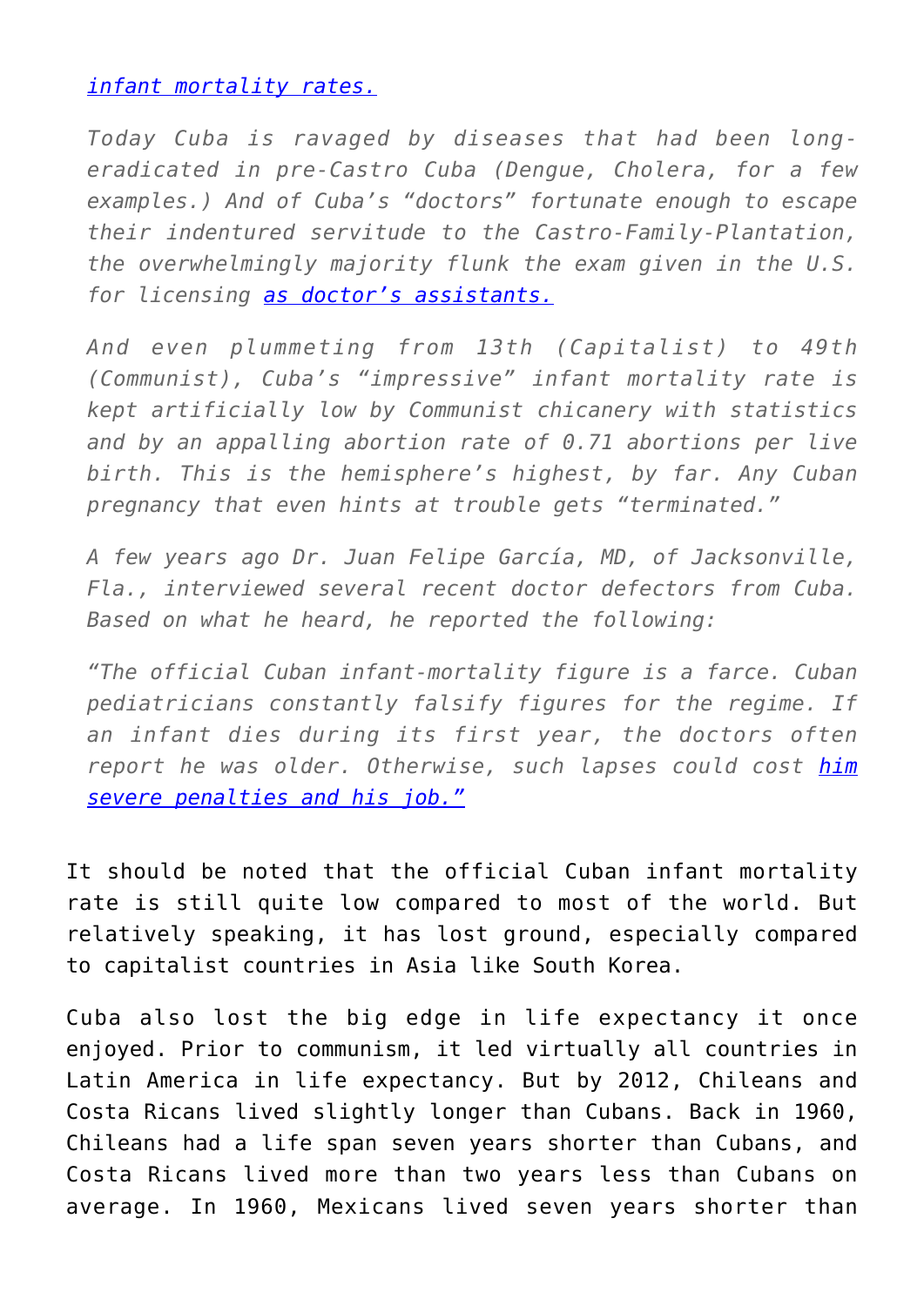*[infant mortality rates.](#)*

*Today Cuba is ravaged by diseases that had been long-eradicated in pre-Castro Cuba (Dengue, Cholera, for a few examples.) And of Cuba's "doctors" fortunate enough to escape their indentured servitude to the Castro-Family-Plantation, the overwhelmingly majority flunk the exam given in the U.S. for licensing [as doctor's assistants.](#)*

*And even plummeting from 13th (Capitalist) to 49th (Communist), Cuba's "impressive" infant mortality rate is kept artificially low by Communist chicanery with statistics and by an appalling abortion rate of 0.71 abortions per live birth. This is the hemisphere's highest, by far. Any Cuban pregnancy that even hints at trouble gets "terminated."*

*A few years ago Dr. Juan Felipe García, MD, of Jacksonville, Fla., interviewed several recent doctor defectors from Cuba. Based on what he heard, he reported the following:*

*"The official Cuban infant-mortality figure is a farce. Cuban pediatricians constantly falsify figures for the regime. If an infant dies during its first year, the doctors often report he was older. Otherwise, such lapses could cost [him severe penalties and his job."](#)*

It should be noted that the official Cuban infant mortality rate is still quite low compared to most of the world. But relatively speaking, it has lost ground, especially compared to capitalist countries in Asia like South Korea.

Cuba also lost the big edge in life expectancy it once enjoyed. Prior to communism, it led virtually all countries in Latin America in life expectancy. But by 2012, Chileans and Costa Ricans lived slightly longer than Cubans. Back in 1960, Chileans had a life span seven years shorter than Cubans, and Costa Ricans lived more than two years less than Cubans on average. In 1960, Mexicans lived seven years shorter than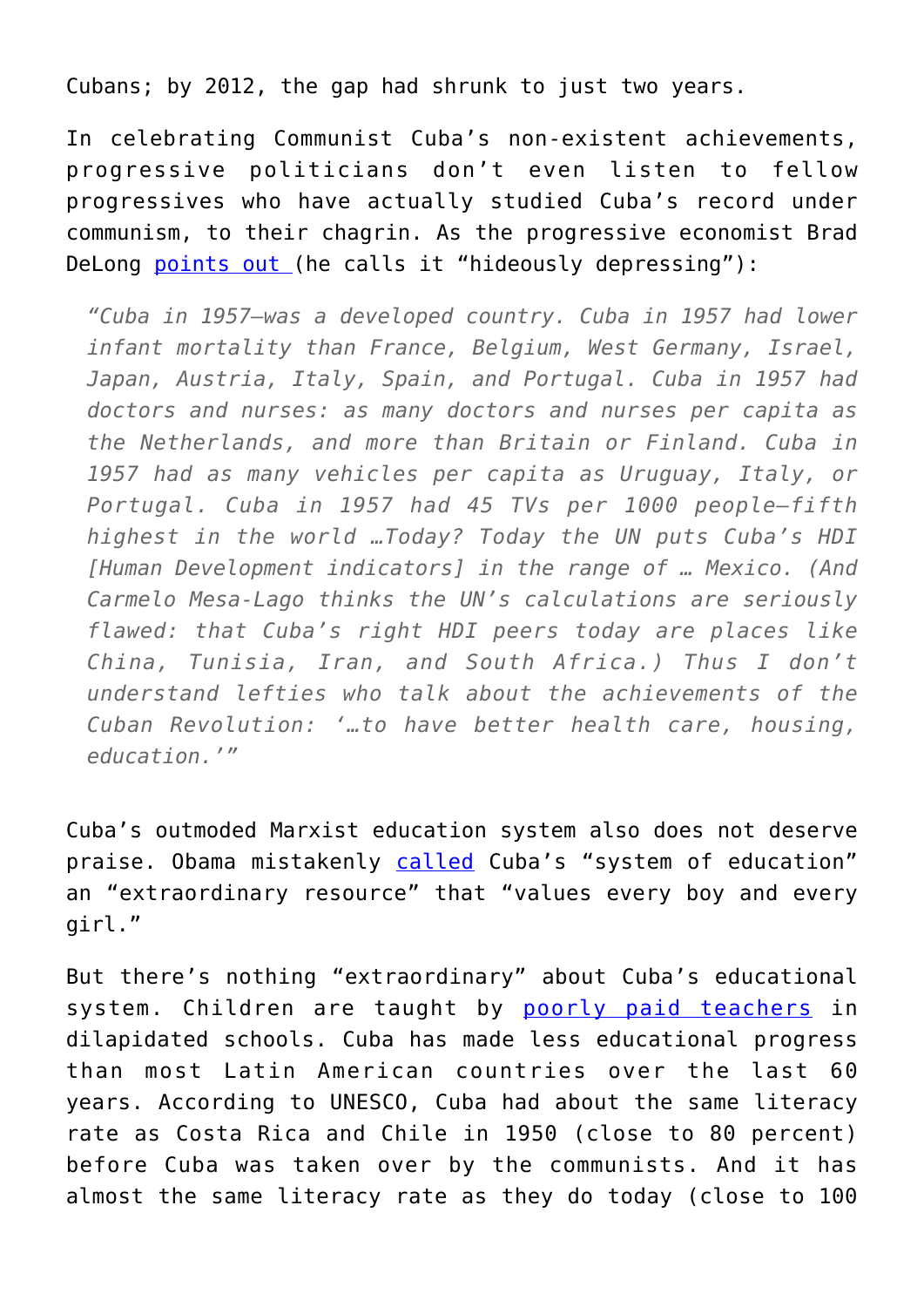Cubans; by 2012, the gap had shrunk to just two years.

In celebrating Communist Cuba's non-existent achievements, progressive politicians don't even listen to fellow progressives who have actually studied Cuba's record under communism, to their chagrin. As the progressive economist Brad DeLong [points out](#) (he calls it "hideously depressing"):

> *"Cuba in 1957—was a developed country. Cuba in 1957 had lower infant mortality than France, Belgium, West Germany, Israel, Japan, Austria, Italy, Spain, and Portugal. Cuba in 1957 had doctors and nurses: as many doctors and nurses per capita as the Netherlands, and more than Britain or Finland. Cuba in 1957 had as many vehicles per capita as Uruguay, Italy, or Portugal. Cuba in 1957 had 45 TVs per 1000 people—fifth highest in the world …Today? Today the UN puts Cuba's HDI [Human Development indicators] in the range of … Mexico. (And Carmelo Mesa-Lago thinks the UN's calculations are seriously flawed: that Cuba's right HDI peers today are places like China, Tunisia, Iran, and South Africa.) Thus I don't understand lefties who talk about the achievements of the Cuban Revolution: '…to have better health care, housing, education.'"*

Cuba's outmoded Marxist education system also does not deserve praise. Obama mistakenly [called](#) Cuba's "system of education" an "extraordinary resource" that "values every boy and every girl."

But there's nothing "extraordinary" about Cuba's educational system. Children are taught by [poorly paid teachers](#) in dilapidated schools. Cuba has made less educational progress than most Latin American countries over the last 60 years. According to UNESCO, Cuba had about the same literacy rate as Costa Rica and Chile in 1950 (close to 80 percent) before Cuba was taken over by the communists. And it has almost the same literacy rate as they do today (close to 100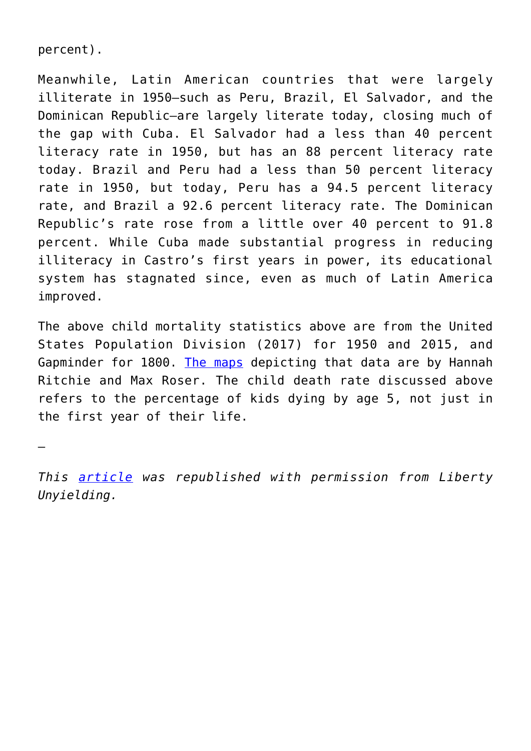percent).

Meanwhile, Latin American countries that were largely illiterate in 1950—such as Peru, Brazil, El Salvador, and the Dominican Republic—are largely literate today, closing much of the gap with Cuba. El Salvador had a less than 40 percent literacy rate in 1950, but has an 88 percent literacy rate today. Brazil and Peru had a less than 50 percent literacy rate in 1950, but today, Peru has a 94.5 percent literacy rate, and Brazil a 92.6 percent literacy rate. The Dominican Republic's rate rose from a little over 40 percent to 91.8 percent. While Cuba made substantial progress in reducing illiteracy in Castro's first years in power, its educational system has stagnated since, even as much of Latin America improved.

The above child mortality statistics above are from the United States Population Division (2017) for 1950 and 2015, and Gapminder for 1800. [The maps] depicting that data are by Hannah Ritchie and Max Roser. The child death rate discussed above refers to the percentage of kids dying by age 5, not just in the first year of their life.

—

*This [article] was republished with permission from Liberty Unyielding.*